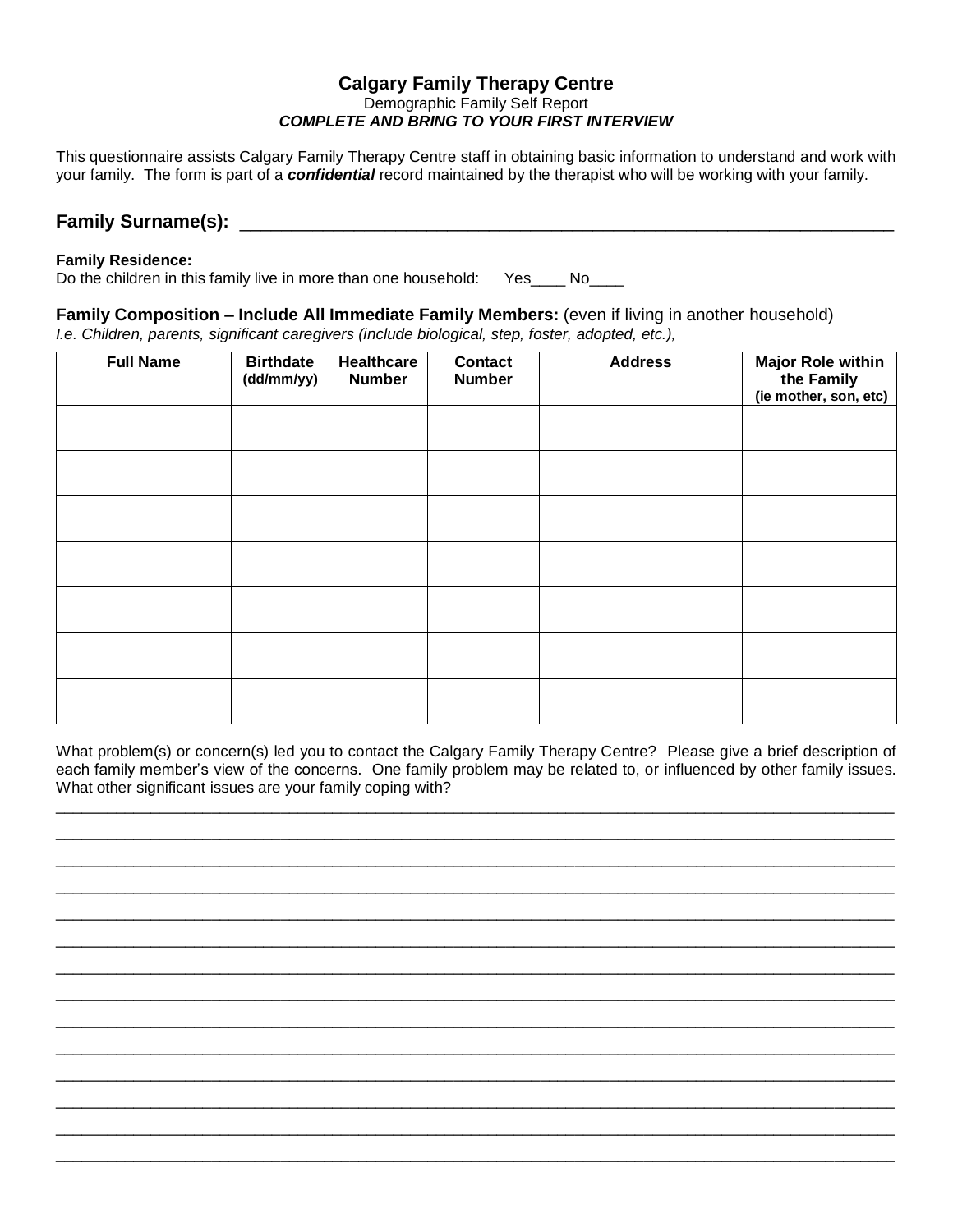# Calgary Family Therapy Centre

Demographic Family Self Report

***COMPLETE AND BRING TO YOUR FIRST INTERVIEW***

This questionnaire assists Calgary Family Therapy Centre staff in obtaining basic information to understand and work with your family. The form is part of a ***confidential*** record maintained by the therapist who will be working with your family.

## Family Surname(s): ___________________________________________________________

**Family Residence:**

Do the children in this family live in more than one household: Yes____ No____

**Family Composition – Include All Immediate Family Members:** (even if living in another household)

*I.e. Children, parents, significant caregivers (include biological, step, foster, adopted, etc.),*

| Full Name | Birthdate (dd/mm/yy) | Healthcare Number | Contact Number | Address | Major Role within the Family (ie mother, son, etc) |
|---|---|---|---|---|---|
| | | | | | |
| | | | | | |
| | | | | | |
| | | | | | |
| | | | | | |
| | | | | | |
| | | | | | |

What problem(s) or concern(s) led you to contact the Calgary Family Therapy Centre? Please give a brief description of each family member's view of the concerns. One family problem may be related to, or influenced by other family issues. What other significant issues are your family coping with?

______________________________________________________________________________

______________________________________________________________________________

______________________________________________________________________________

______________________________________________________________________________

______________________________________________________________________________

______________________________________________________________________________

______________________________________________________________________________

______________________________________________________________________________

______________________________________________________________________________

______________________________________________________________________________

______________________________________________________________________________

______________________________________________________________________________

______________________________________________________________________________

______________________________________________________________________________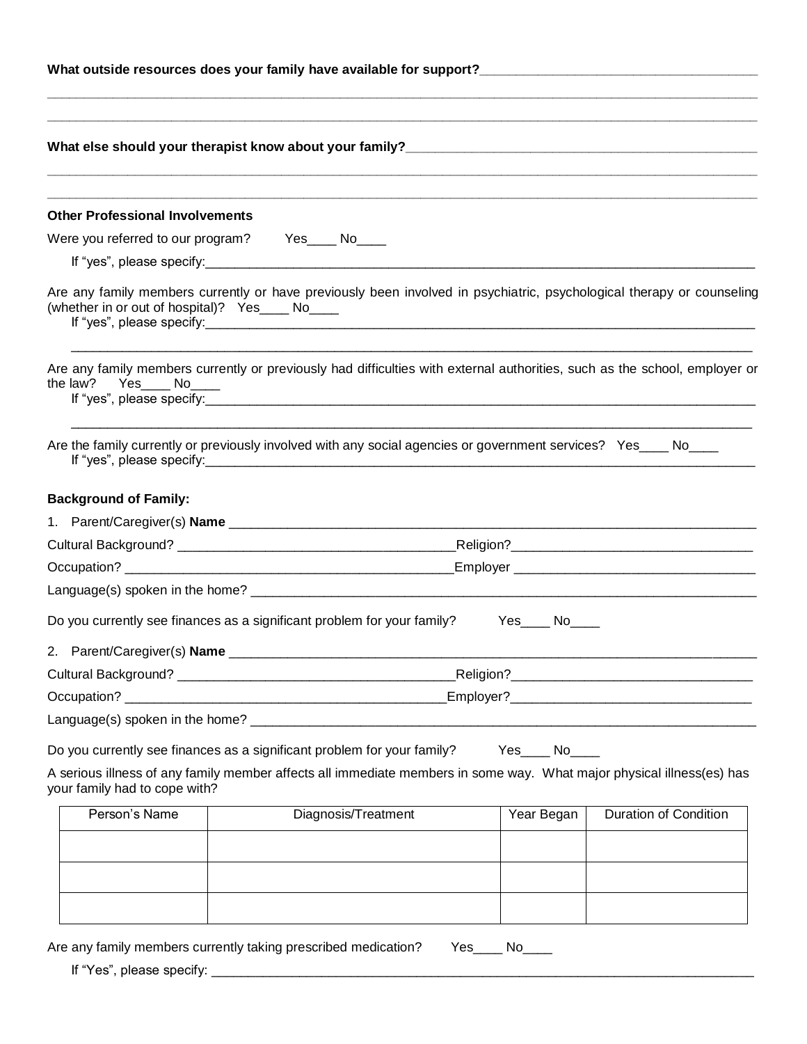**What outside resources does your family have available for support?**\_\_\_\_\_\_\_\_\_\_\_\_\_\_\_\_\_\_\_\_\_\_\_\_\_\_\_\_\_\_\_\_\_\_\_\_\_\_

\_\_\_\_\_\_\_\_\_\_\_\_\_\_\_\_\_\_\_\_\_\_\_\_\_\_\_\_\_\_\_\_\_\_\_\_\_\_\_\_\_\_\_\_\_\_\_\_\_\_\_\_\_\_\_\_\_\_\_\_\_\_\_\_\_\_\_\_\_\_\_\_\_\_\_\_\_\_\_\_\_\_\_\_\_\_\_\_\_\_\_\_\_\_\_\_\_\_\_\_

\_\_\_\_\_\_\_\_\_\_\_\_\_\_\_\_\_\_\_\_\_\_\_\_\_\_\_\_\_\_\_\_\_\_\_\_\_\_\_\_\_\_\_\_\_\_\_\_\_\_\_\_\_\_\_\_\_\_\_\_\_\_\_\_\_\_\_\_\_\_\_\_\_\_\_\_\_\_\_\_\_\_\_\_\_\_\_\_\_\_\_\_\_\_\_\_\_\_\_\_

**What else should your therapist know about your family?**\_\_\_\_\_\_\_\_\_\_\_\_\_\_\_\_\_\_\_\_\_\_\_\_\_\_\_\_\_\_\_\_\_\_\_\_\_\_\_\_\_\_\_\_\_\_\_\_

\_\_\_\_\_\_\_\_\_\_\_\_\_\_\_\_\_\_\_\_\_\_\_\_\_\_\_\_\_\_\_\_\_\_\_\_\_\_\_\_\_\_\_\_\_\_\_\_\_\_\_\_\_\_\_\_\_\_\_\_\_\_\_\_\_\_\_\_\_\_\_\_\_\_\_\_\_\_\_\_\_\_\_\_\_\_\_\_\_\_\_\_\_\_\_\_\_\_\_\_

\_\_\_\_\_\_\_\_\_\_\_\_\_\_\_\_\_\_\_\_\_\_\_\_\_\_\_\_\_\_\_\_\_\_\_\_\_\_\_\_\_\_\_\_\_\_\_\_\_\_\_\_\_\_\_\_\_\_\_\_\_\_\_\_\_\_\_\_\_\_\_\_\_\_\_\_\_\_\_\_\_\_\_\_\_\_\_\_\_\_\_\_\_\_\_\_\_\_\_\_

**Other Professional Involvements**

Were you referred to our program? Yes\_\_\_\_ No\_\_\_\_

If "yes", please specify:\_\_\_\_\_\_\_\_\_\_\_\_\_\_\_\_\_\_\_\_\_\_\_\_\_\_\_\_\_\_\_\_\_\_\_\_\_\_\_\_\_\_\_\_\_\_\_\_\_\_\_\_\_\_\_\_\_\_\_\_\_\_\_\_\_\_\_\_\_\_\_\_\_\_\_\_

Are any family members currently or have previously been involved in psychiatric, psychological therapy or counseling (whether in or out of hospital)? Yes\_\_\_\_ No\_\_\_\_

If "yes", please specify:\_\_\_\_\_\_\_\_\_\_\_\_\_\_\_\_\_\_\_\_\_\_\_\_\_\_\_\_\_\_\_\_\_\_\_\_\_\_\_\_\_\_\_\_\_\_\_\_\_\_\_\_\_\_\_\_\_\_\_\_\_\_\_\_\_\_\_\_\_\_\_\_\_\_\_\_

\_\_\_\_\_\_\_\_\_\_\_\_\_\_\_\_\_\_\_\_\_\_\_\_\_\_\_\_\_\_\_\_\_\_\_\_\_\_\_\_\_\_\_\_\_\_\_\_\_\_\_\_\_\_\_\_\_\_\_\_\_\_\_\_\_\_\_\_\_\_\_\_\_\_\_\_\_\_\_\_\_\_\_\_\_\_\_\_\_\_\_\_\_

Are any family members currently or previously had difficulties with external authorities, such as the school, employer or the law? Yes\_\_\_\_ No\_\_\_\_

If "yes", please specify:\_\_\_\_\_\_\_\_\_\_\_\_\_\_\_\_\_\_\_\_\_\_\_\_\_\_\_\_\_\_\_\_\_\_\_\_\_\_\_\_\_\_\_\_\_\_\_\_\_\_\_\_\_\_\_\_\_\_\_\_\_\_\_\_\_\_\_\_\_\_\_\_\_\_\_\_

\_\_\_\_\_\_\_\_\_\_\_\_\_\_\_\_\_\_\_\_\_\_\_\_\_\_\_\_\_\_\_\_\_\_\_\_\_\_\_\_\_\_\_\_\_\_\_\_\_\_\_\_\_\_\_\_\_\_\_\_\_\_\_\_\_\_\_\_\_\_\_\_\_\_\_\_\_\_\_\_\_\_\_\_\_\_\_\_\_\_\_\_\_

Are the family currently or previously involved with any social agencies or government services? Yes\_\_\_\_ No\_\_\_\_

If "yes", please specify:\_\_\_\_\_\_\_\_\_\_\_\_\_\_\_\_\_\_\_\_\_\_\_\_\_\_\_\_\_\_\_\_\_\_\_\_\_\_\_\_\_\_\_\_\_\_\_\_\_\_\_\_\_\_\_\_\_\_\_\_\_\_\_\_\_\_\_\_\_\_\_\_\_\_\_\_

**Background of Family:**

1. Parent/Caregiver(s) **Name** \_\_\_\_\_\_\_\_\_\_\_\_\_\_\_\_\_\_\_\_\_\_\_\_\_\_\_\_\_\_\_\_\_\_\_\_\_\_\_\_\_\_\_\_\_\_\_\_\_\_\_\_\_\_\_\_\_\_\_\_\_\_\_\_\_\_\_\_\_\_\_\_\_\_

Cultural Background? \_\_\_\_\_\_\_\_\_\_\_\_\_\_\_\_\_\_\_\_\_\_\_\_\_\_\_\_\_\_\_\_\_\_\_\_\_\_Religion?\_\_\_\_\_\_\_\_\_\_\_\_\_\_\_\_\_\_\_\_\_\_\_\_\_\_\_\_\_\_\_\_\_\_

Occupation? \_\_\_\_\_\_\_\_\_\_\_\_\_\_\_\_\_\_\_\_\_\_\_\_\_\_\_\_\_\_\_\_\_\_\_\_\_\_\_\_\_\_\_\_\_Employer \_\_\_\_\_\_\_\_\_\_\_\_\_\_\_\_\_\_\_\_\_\_\_\_\_\_\_\_\_\_\_\_\_\_

Language(s) spoken in the home? \_\_\_\_\_\_\_\_\_\_\_\_\_\_\_\_\_\_\_\_\_\_\_\_\_\_\_\_\_\_\_\_\_\_\_\_\_\_\_\_\_\_\_\_\_\_\_\_\_\_\_\_\_\_\_\_\_\_\_\_\_\_\_\_\_\_\_\_\_\_\_\_\_

Do you currently see finances as a significant problem for your family? Yes\_\_\_\_ No\_\_\_\_

2. Parent/Caregiver(s) **Name** \_\_\_\_\_\_\_\_\_\_\_\_\_\_\_\_\_\_\_\_\_\_\_\_\_\_\_\_\_\_\_\_\_\_\_\_\_\_\_\_\_\_\_\_\_\_\_\_\_\_\_\_\_\_\_\_\_\_\_\_\_\_\_\_\_\_\_\_\_\_\_\_\_\_

Cultural Background? \_\_\_\_\_\_\_\_\_\_\_\_\_\_\_\_\_\_\_\_\_\_\_\_\_\_\_\_\_\_\_\_\_\_\_\_\_\_Religion?\_\_\_\_\_\_\_\_\_\_\_\_\_\_\_\_\_\_\_\_\_\_\_\_\_\_\_\_\_\_\_\_\_\_

Occupation? \_\_\_\_\_\_\_\_\_\_\_\_\_\_\_\_\_\_\_\_\_\_\_\_\_\_\_\_\_\_\_\_\_\_\_\_\_\_\_\_\_\_\_Employer?\_\_\_\_\_\_\_\_\_\_\_\_\_\_\_\_\_\_\_\_\_\_\_\_\_\_\_\_\_\_\_\_\_\_

Language(s) spoken in the home? \_\_\_\_\_\_\_\_\_\_\_\_\_\_\_\_\_\_\_\_\_\_\_\_\_\_\_\_\_\_\_\_\_\_\_\_\_\_\_\_\_\_\_\_\_\_\_\_\_\_\_\_\_\_\_\_\_\_\_\_\_\_\_\_\_\_\_\_\_\_\_\_\_

Do you currently see finances as a significant problem for your family? Yes\_\_\_\_ No\_\_\_\_

A serious illness of any family member affects all immediate members in some way. What major physical illness(es) has your family had to cope with?

| Person's Name | Diagnosis/Treatment | Year Began | Duration of Condition |
|---|---|---|---|
| | | | |
| | | | |
| | | | |

Are any family members currently taking prescribed medication? Yes\_\_\_\_ No\_\_\_\_

If "Yes", please specify: \_\_\_\_\_\_\_\_\_\_\_\_\_\_\_\_\_\_\_\_\_\_\_\_\_\_\_\_\_\_\_\_\_\_\_\_\_\_\_\_\_\_\_\_\_\_\_\_\_\_\_\_\_\_\_\_\_\_\_\_\_\_\_\_\_\_\_\_\_\_\_\_\_\_\_\_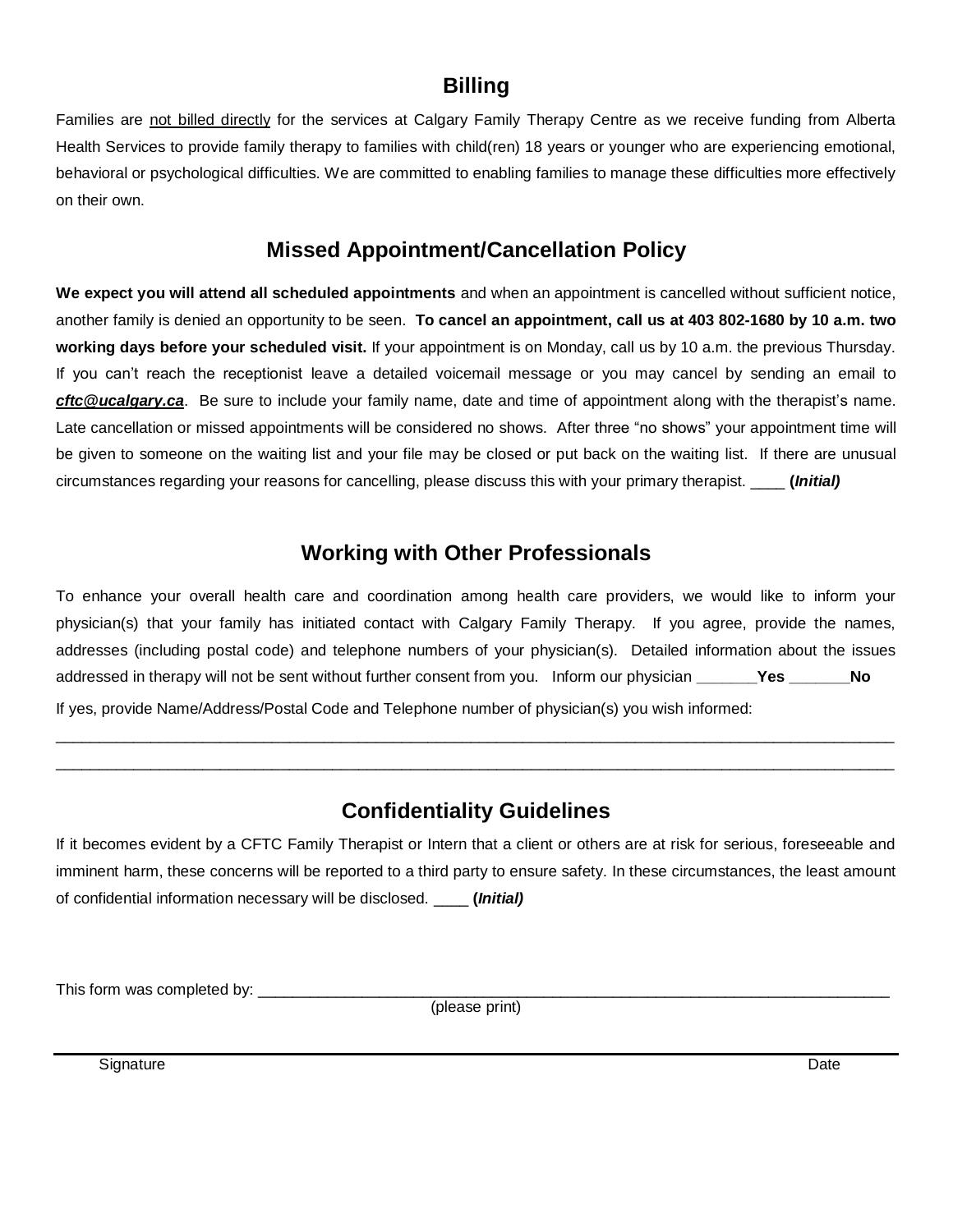## Billing

Families are <u>not billed directly</u> for the services at Calgary Family Therapy Centre as we receive funding from Alberta Health Services to provide family therapy to families with child(ren) 18 years or younger who are experiencing emotional, behavioral or psychological difficulties. We are committed to enabling families to manage these difficulties more effectively on their own.

## Missed Appointment/Cancellation Policy

**We expect you will attend all scheduled appointments** and when an appointment is cancelled without sufficient notice, another family is denied an opportunity to be seen. **To cancel an appointment, call us at 403 802-1680 by 10 a.m. two working days before your scheduled visit.** If your appointment is on Monday, call us by 10 a.m. the previous Thursday. If you can't reach the receptionist leave a detailed voicemail message or you may cancel by sending an email to ***cftc@ucalgary.ca***. Be sure to include your family name, date and time of appointment along with the therapist's name. Late cancellation or missed appointments will be considered no shows. After three "no shows" your appointment time will be given to someone on the waiting list and your file may be closed or put back on the waiting list. If there are unusual circumstances regarding your reasons for cancelling, please discuss this with your primary therapist. ____ **(*Initial)***

## Working with Other Professionals

To enhance your overall health care and coordination among health care providers, we would like to inform your physician(s) that your family has initiated contact with Calgary Family Therapy. If you agree, provide the names, addresses (including postal code) and telephone numbers of your physician(s). Detailed information about the issues addressed in therapy will not be sent without further consent from you. Inform our physician _______**Yes** _______**No**

If yes, provide Name/Address/Postal Code and Telephone number of physician(s) you wish informed:

_____________________________________________________________________________________________

_____________________________________________________________________________________________

## Confidentiality Guidelines

If it becomes evident by a CFTC Family Therapist or Intern that a client or others are at risk for serious, foreseeable and imminent harm, these concerns will be reported to a third party to ensure safety. In these circumstances, the least amount of confidential information necessary will be disclosed. ____ **(*Initial)***

This form was completed by: ______________________________________________________________________
(please print)

_____________________________________________________________________________________________

Signature Date